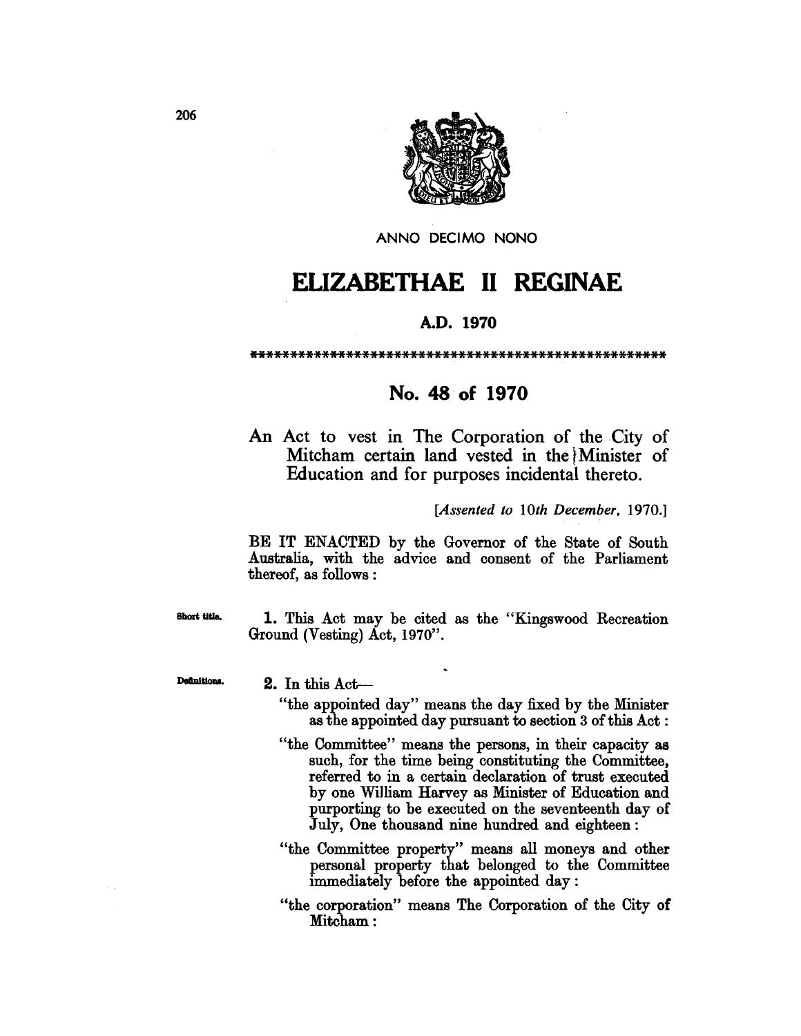ANNO DECIMO NONO

# ELIZABETHAE II REGINAE

### A.D. 1970

\*\*\*\*\*\*\*\*\*\*\*\*\*\*\*\*\*\*\*\*\*\*\*\*\*\*\*\*\*\*\*\*\*\*\*\*\*\*\*\*\*\*\*\*\*\*\*\*\*\*\*\*\*\*

## No. 48 of 1970

An Act to vest in The Corporation of the City of Mitcham certain land vested in the Minister of Education and for purposes incidental thereto.

[*Assented to 10th December, 1970.*]

BE IT ENACTED by the Governor of the State of South Australia, with the advice and consent of the Parliament thereof, as follows:

Short title.

**1.** This Act may be cited as the "Kingswood Recreation Ground (Vesting) Act, 1970".

Definitions.

**2.** In this Act—

"the appointed day" means the day fixed by the Minister as the appointed day pursuant to section 3 of this Act:

"the Committee" means the persons, in their capacity as such, for the time being constituting the Committee, referred to in a certain declaration of trust executed by one William Harvey as Minister of Education and purporting to be executed on the seventeenth day of July, One thousand nine hundred and eighteen:

"the Committee property" means all moneys and other personal property that belonged to the Committee immediately before the appointed day:

"the corporation" means The Corporation of the City of Mitcham: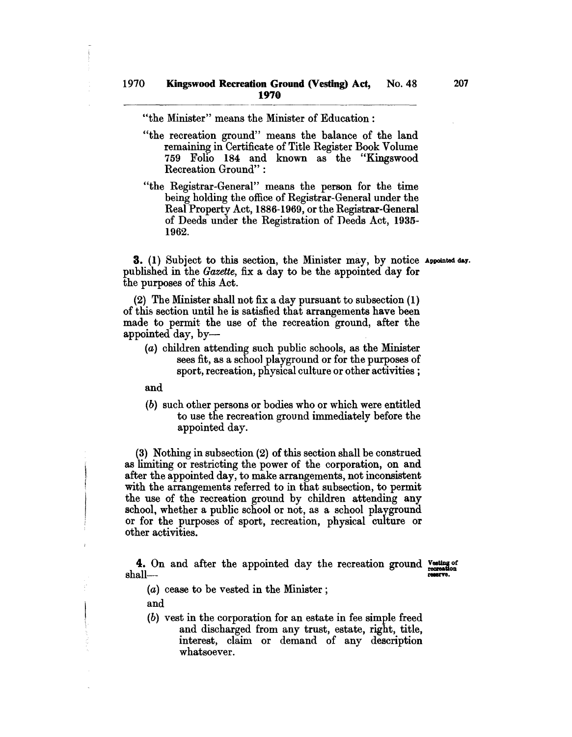"the Minister" means the Minister of Education:

"the recreation ground" means the balance of the land remaining in Certificate of Title Register Book Volume 759 Folio 184 and known as the "Kingswood Recreation Ground":

"the Registrar-General" means the person for the time being holding the office of Registrar-General under the Real Property Act, 1886-1969, or the Registrar-General of Deeds under the Registration of Deeds Act, 1935-1962.

**3.** (1) Subject to this section, the Minister may, by notice published in the *Gazette*, fix a day to be the appointed day for the purposes of this Act. *Appointed day.*

(2) The Minister shall not fix a day pursuant to subsection (1) of this section until he is satisfied that arrangements have been made to permit the use of the recreation ground, after the appointed day, by—

(*a*) children attending such public schools, as the Minister sees fit, as a school playground or for the purposes of sport, recreation, physical culture or other activities;

and

(*b*) such other persons or bodies who or which were entitled to use the recreation ground immediately before the appointed day.

(3) Nothing in subsection (2) of this section shall be construed as limiting or restricting the power of the corporation, on and after the appointed day, to make arrangements, not inconsistent with the arrangements referred to in that subsection, to permit the use of the recreation ground by children attending any school, whether a public school or not, as a school playground or for the purposes of sport, recreation, physical culture or other activities.

**4.** On and after the appointed day the recreation ground shall— *Vesting of recreation reserve.*

(*a*) cease to be vested in the Minister;

and

(*b*) vest in the corporation for an estate in fee simple freed and discharged from any trust, estate, right, title, interest, claim or demand of any description whatsoever.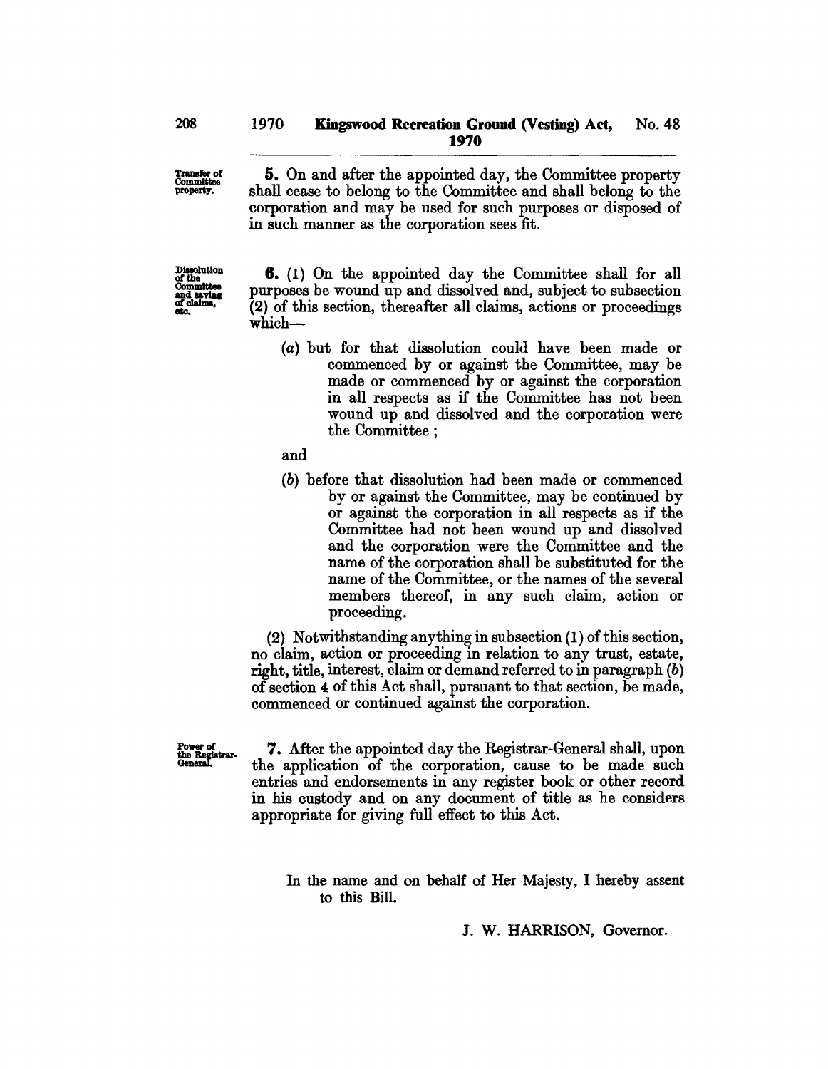**Transfer of Committee property.**

**5.** On and after the appointed day, the Committee property shall cease to belong to the Committee and shall belong to the corporation and may be used for such purposes or disposed of in such manner as the corporation sees fit.

**Dissolution of the Committee and saving of claims, etc.**

**6.** (1) On the appointed day the Committee shall for all purposes be wound up and dissolved and, subject to subsection (2) of this section, thereafter all claims, actions or proceedings which—

(*a*) but for that dissolution could have been made or commenced by or against the Committee, may be made or commenced by or against the corporation in all respects as if the Committee has not been wound up and dissolved and the corporation were the Committee;

and

(*b*) before that dissolution had been made or commenced by or against the Committee, may be continued by or against the corporation in all respects as if the Committee had not been wound up and dissolved and the corporation were the Committee and the name of the corporation shall be substituted for the name of the Committee, or the names of the several members thereof, in any such claim, action or proceeding.

(2) Notwithstanding anything in subsection (1) of this section, no claim, action or proceeding in relation to any trust, estate, right, title, interest, claim or demand referred to in paragraph (*b*) of section 4 of this Act shall, pursuant to that section, be made, commenced or continued against the corporation.

**Power of the Registrar-General.**

**7.** After the appointed day the Registrar-General shall, upon the application of the corporation, cause to be made such entries and endorsements in any register book or other record in his custody and on any document of title as he considers appropriate for giving full effect to this Act.

In the name and on behalf of Her Majesty, I hereby assent to this Bill.

J. W. HARRISON, Governor.